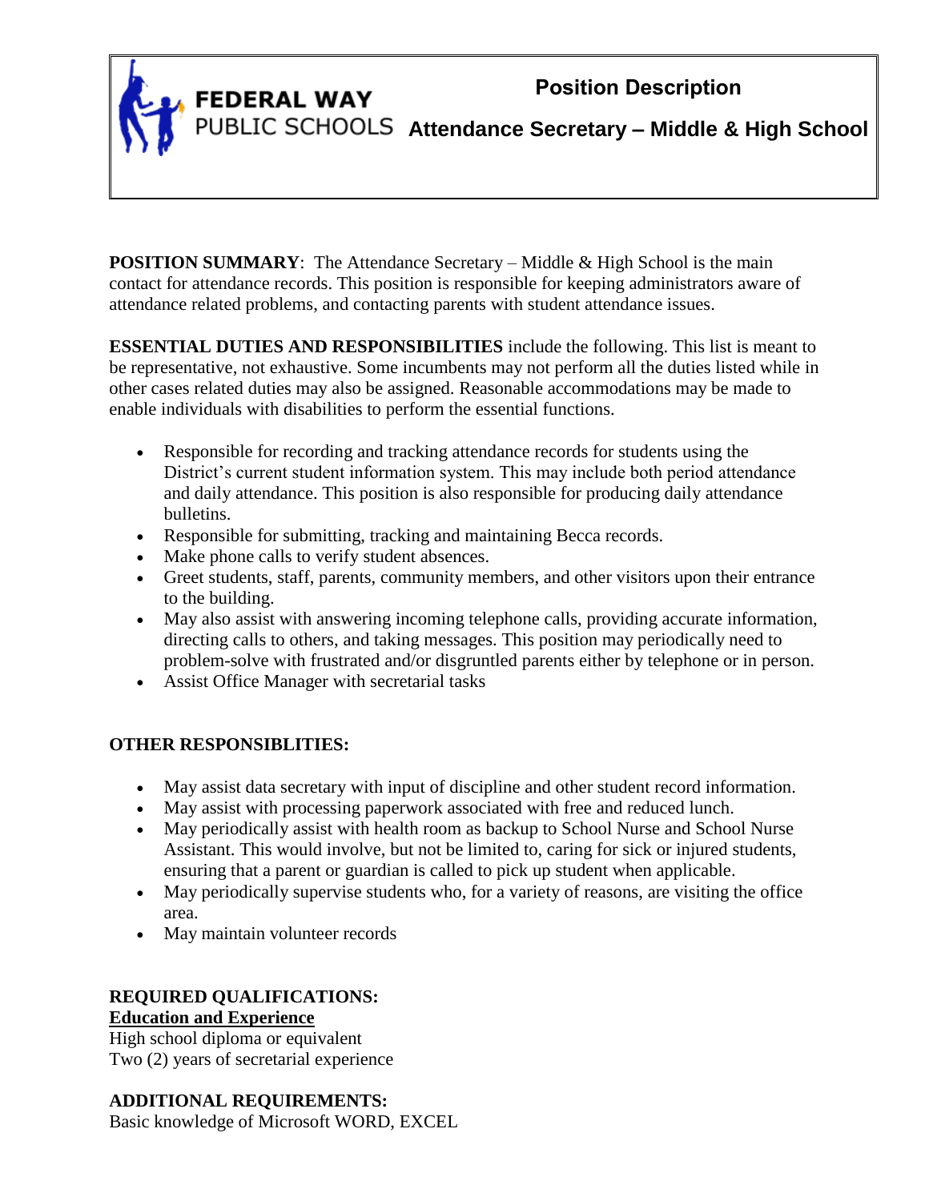**FEDERAL WAY PUBLIC SCHOOLS**

# Position Description

## Attendance Secretary – Middle & High School

**POSITION SUMMARY**: The Attendance Secretary – Middle & High School is the main contact for attendance records. This position is responsible for keeping administrators aware of attendance related problems, and contacting parents with student attendance issues.

**ESSENTIAL DUTIES AND RESPONSIBILITIES** include the following. This list is meant to be representative, not exhaustive. Some incumbents may not perform all the duties listed while in other cases related duties may also be assigned. Reasonable accommodations may be made to enable individuals with disabilities to perform the essential functions.

- Responsible for recording and tracking attendance records for students using the District's current student information system. This may include both period attendance and daily attendance. This position is also responsible for producing daily attendance bulletins.
- Responsible for submitting, tracking and maintaining Becca records.
- Make phone calls to verify student absences.
- Greet students, staff, parents, community members, and other visitors upon their entrance to the building.
- May also assist with answering incoming telephone calls, providing accurate information, directing calls to others, and taking messages. This position may periodically need to problem-solve with frustrated and/or disgruntled parents either by telephone or in person.
- Assist Office Manager with secretarial tasks

**OTHER RESPONSIBLITIES:**

- May assist data secretary with input of discipline and other student record information.
- May assist with processing paperwork associated with free and reduced lunch.
- May periodically assist with health room as backup to School Nurse and School Nurse Assistant. This would involve, but not be limited to, caring for sick or injured students, ensuring that a parent or guardian is called to pick up student when applicable.
- May periodically supervise students who, for a variety of reasons, are visiting the office area.
- May maintain volunteer records

**REQUIRED QUALIFICATIONS:**
**<u>Education and Experience</u>**
High school diploma or equivalent
Two (2) years of secretarial experience

**ADDITIONAL REQUIREMENTS:**
Basic knowledge of Microsoft WORD, EXCEL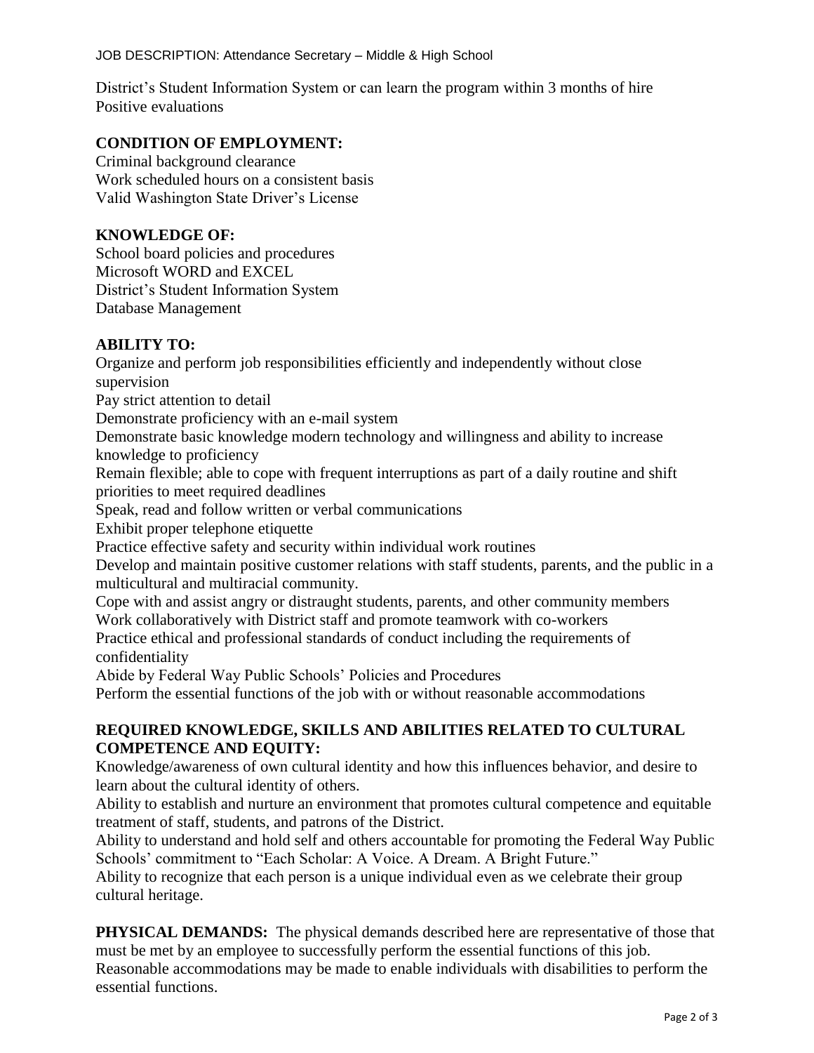District's Student Information System or can learn the program within 3 months of hire
Positive evaluations

**CONDITION OF EMPLOYMENT:**

Criminal background clearance
Work scheduled hours on a consistent basis
Valid Washington State Driver's License

**KNOWLEDGE OF:**

School board policies and procedures
Microsoft WORD and EXCEL
District's Student Information System
Database Management

**ABILITY TO:**

Organize and perform job responsibilities efficiently and independently without close supervision
Pay strict attention to detail
Demonstrate proficiency with an e-mail system
Demonstrate basic knowledge modern technology and willingness and ability to increase knowledge to proficiency
Remain flexible; able to cope with frequent interruptions as part of a daily routine and shift priorities to meet required deadlines
Speak, read and follow written or verbal communications
Exhibit proper telephone etiquette
Practice effective safety and security within individual work routines
Develop and maintain positive customer relations with staff students, parents, and the public in a multicultural and multiracial community.
Cope with and assist angry or distraught students, parents, and other community members
Work collaboratively with District staff and promote teamwork with co-workers
Practice ethical and professional standards of conduct including the requirements of confidentiality
Abide by Federal Way Public Schools' Policies and Procedures
Perform the essential functions of the job with or without reasonable accommodations

**REQUIRED KNOWLEDGE, SKILLS AND ABILITIES RELATED TO CULTURAL COMPETENCE AND EQUITY:**

Knowledge/awareness of own cultural identity and how this influences behavior, and desire to learn about the cultural identity of others.
Ability to establish and nurture an environment that promotes cultural competence and equitable treatment of staff, students, and patrons of the District.
Ability to understand and hold self and others accountable for promoting the Federal Way Public Schools' commitment to "Each Scholar: A Voice. A Dream. A Bright Future."
Ability to recognize that each person is a unique individual even as we celebrate their group cultural heritage.

**PHYSICAL DEMANDS:** The physical demands described here are representative of those that must be met by an employee to successfully perform the essential functions of this job. Reasonable accommodations may be made to enable individuals with disabilities to perform the essential functions.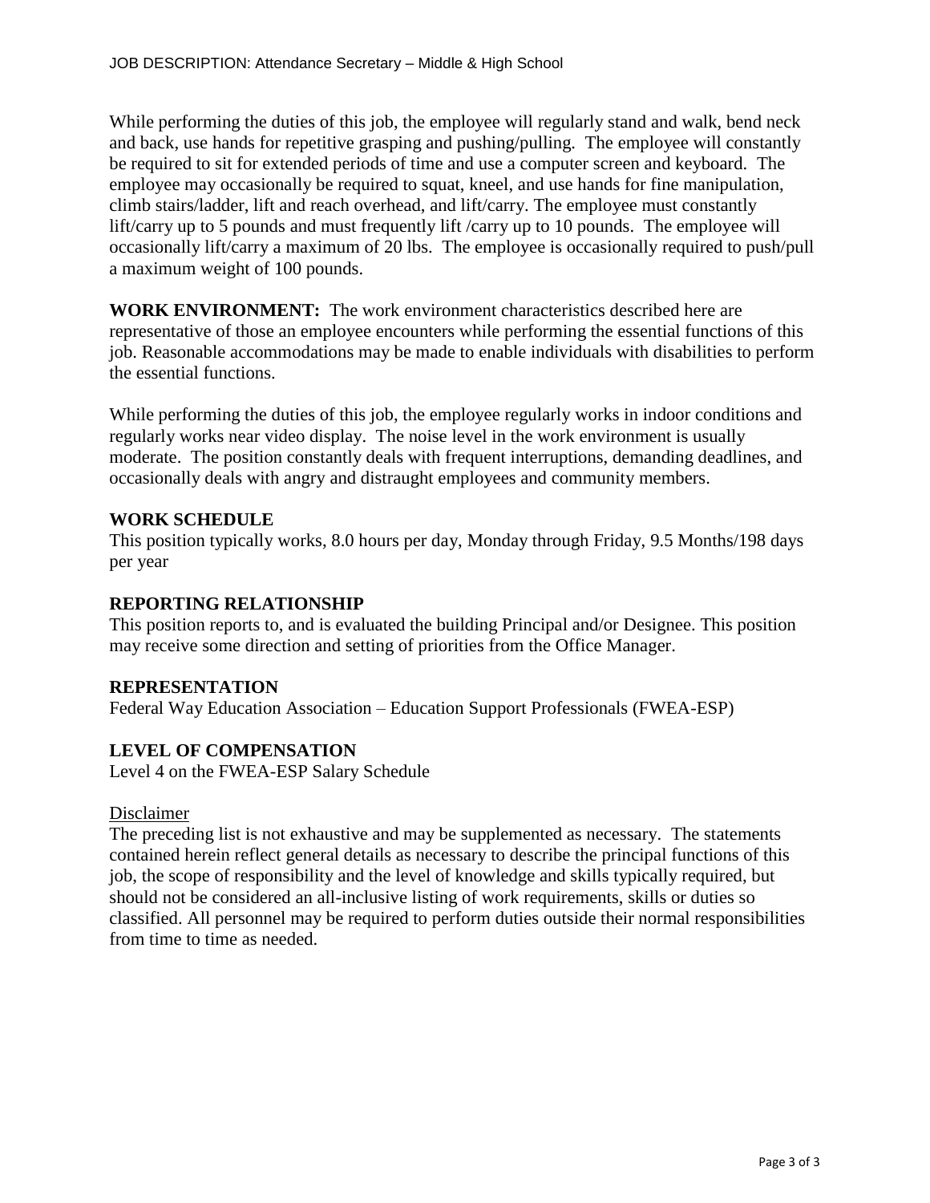While performing the duties of this job, the employee will regularly stand and walk, bend neck and back, use hands for repetitive grasping and pushing/pulling. The employee will constantly be required to sit for extended periods of time and use a computer screen and keyboard. The employee may occasionally be required to squat, kneel, and use hands for fine manipulation, climb stairs/ladder, lift and reach overhead, and lift/carry. The employee must constantly lift/carry up to 5 pounds and must frequently lift /carry up to 10 pounds. The employee will occasionally lift/carry a maximum of 20 lbs. The employee is occasionally required to push/pull a maximum weight of 100 pounds.

**WORK ENVIRONMENT:** The work environment characteristics described here are representative of those an employee encounters while performing the essential functions of this job. Reasonable accommodations may be made to enable individuals with disabilities to perform the essential functions.

While performing the duties of this job, the employee regularly works in indoor conditions and regularly works near video display. The noise level in the work environment is usually moderate. The position constantly deals with frequent interruptions, demanding deadlines, and occasionally deals with angry and distraught employees and community members.

## WORK SCHEDULE

This position typically works, 8.0 hours per day, Monday through Friday, 9.5 Months/198 days per year

## REPORTING RELATIONSHIP

This position reports to, and is evaluated the building Principal and/or Designee. This position may receive some direction and setting of priorities from the Office Manager.

## REPRESENTATION

Federal Way Education Association – Education Support Professionals (FWEA-ESP)

## LEVEL OF COMPENSATION

Level 4 on the FWEA-ESP Salary Schedule

Disclaimer

The preceding list is not exhaustive and may be supplemented as necessary. The statements contained herein reflect general details as necessary to describe the principal functions of this job, the scope of responsibility and the level of knowledge and skills typically required, but should not be considered an all-inclusive listing of work requirements, skills or duties so classified. All personnel may be required to perform duties outside their normal responsibilities from time to time as needed.